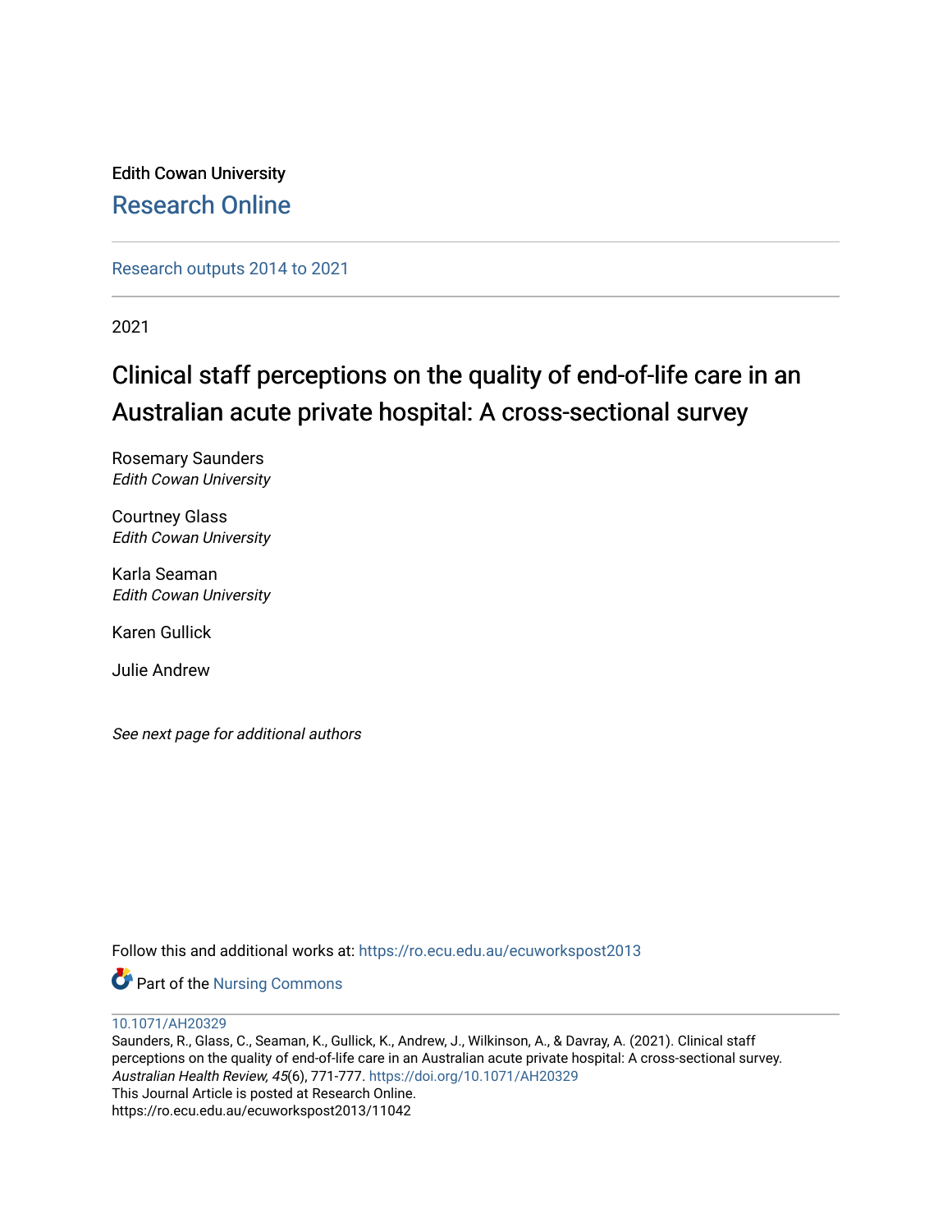Edith Cowan University

Research Online

Research outputs 2014 to 2021

2021

# Clinical staff perceptions on the quality of end-of-life care in an Australian acute private hospital: A cross-sectional survey

Rosemary Saunders
*Edith Cowan University*

Courtney Glass
*Edith Cowan University*

Karla Seaman
*Edith Cowan University*

Karen Gullick

Julie Andrew

*See next page for additional authors*

Follow this and additional works at: https://ro.ecu.edu.au/ecuworkspost2013

Part of the Nursing Commons

10.1071/AH20329
Saunders, R., Glass, C., Seaman, K., Gullick, K., Andrew, J., Wilkinson, A., & Davray, A. (2021). Clinical staff perceptions on the quality of end-of-life care in an Australian acute private hospital: A cross-sectional survey. *Australian Health Review, 45*(6), 771-777. https://doi.org/10.1071/AH20329
This Journal Article is posted at Research Online.
https://ro.ecu.edu.au/ecuworkspost2013/11042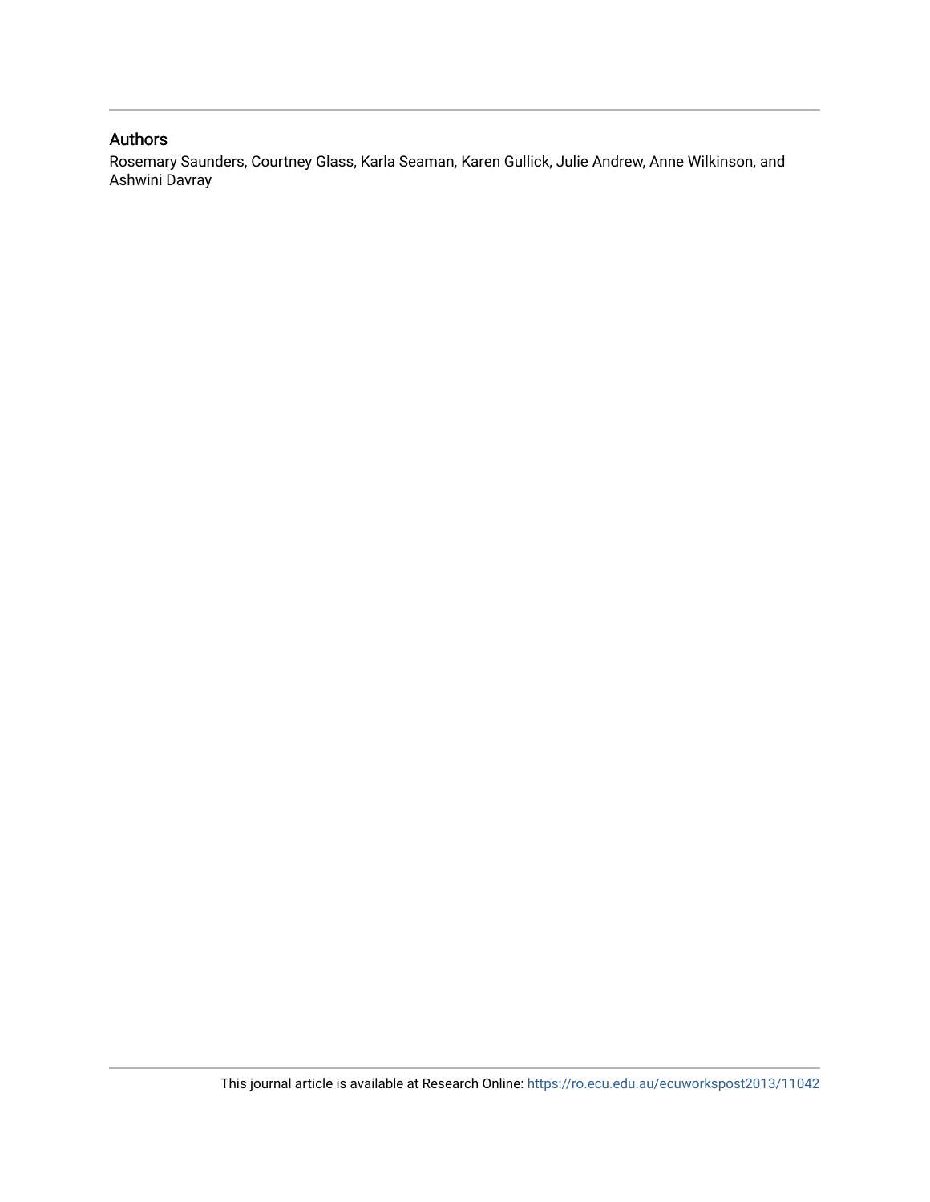## Authors

Rosemary Saunders, Courtney Glass, Karla Seaman, Karen Gullick, Julie Andrew, Anne Wilkinson, and Ashwini Davray

This journal article is available at Research Online: https://ro.ecu.edu.au/ecuworkspost2013/11042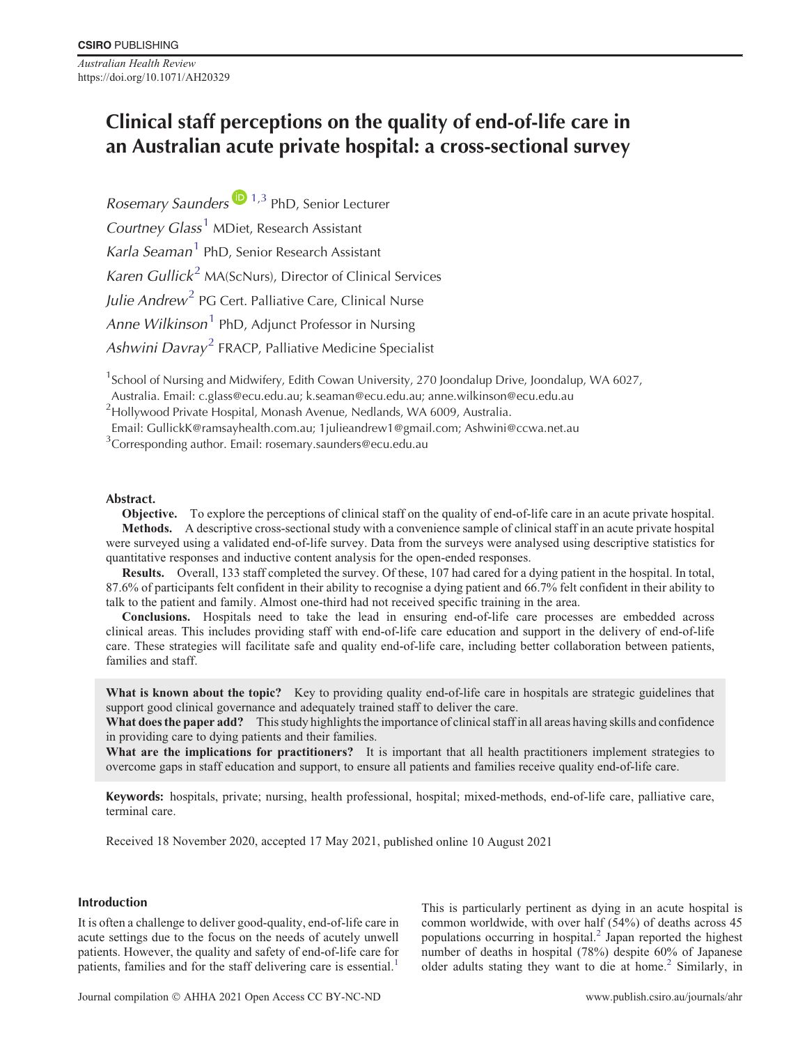# Clinical staff perceptions on the quality of end-of-life care in an Australian acute private hospital: a cross-sectional survey

*Rosemary Saunders*[1,3] PhD, Senior Lecturer

*Courtney Glass*[1] MDiet, Research Assistant

*Karla Seaman*[1] PhD, Senior Research Assistant

*Karen Gullick*[2] MA(ScNurs), Director of Clinical Services

*Julie Andrew*[2] PG Cert. Palliative Care, Clinical Nurse

*Anne Wilkinson*[1] PhD, Adjunct Professor in Nursing

*Ashwini Davray*[2] FRACP, Palliative Medicine Specialist

[1]School of Nursing and Midwifery, Edith Cowan University, 270 Joondalup Drive, Joondalup, WA 6027, Australia. Email: c.glass@ecu.edu.au; k.seaman@ecu.edu.au; anne.wilkinson@ecu.edu.au

[2]Hollywood Private Hospital, Monash Avenue, Nedlands, WA 6009, Australia. Email: GullickK@ramsayhealth.com.au; 1julieandrew1@gmail.com; Ashwini@ccwa.net.au

[3]Corresponding author. Email: rosemary.saunders@ecu.edu.au

**Abstract.**

**Objective.** To explore the perceptions of clinical staff on the quality of end-of-life care in an acute private hospital.

**Methods.** A descriptive cross-sectional study with a convenience sample of clinical staff in an acute private hospital were surveyed using a validated end-of-life survey. Data from the surveys were analysed using descriptive statistics for quantitative responses and inductive content analysis for the open-ended responses.

**Results.** Overall, 133 staff completed the survey. Of these, 107 had cared for a dying patient in the hospital. In total, 87.6% of participants felt confident in their ability to recognise a dying patient and 66.7% felt confident in their ability to talk to the patient and family. Almost one-third had not received specific training in the area.

**Conclusions.** Hospitals need to take the lead in ensuring end-of-life care processes are embedded across clinical areas. This includes providing staff with end-of-life care education and support in the delivery of end-of-life care. These strategies will facilitate safe and quality end-of-life care, including better collaboration between patients, families and staff.

**What is known about the topic?** Key to providing quality end-of-life care in hospitals are strategic guidelines that support good clinical governance and adequately trained staff to deliver the care.

**What does the paper add?** This study highlights the importance of clinical staff in all areas having skills and confidence in providing care to dying patients and their families.

**What are the implications for practitioners?** It is important that all health practitioners implement strategies to overcome gaps in staff education and support, to ensure all patients and families receive quality end-of-life care.

**Keywords:** hospitals, private; nursing, health professional, hospital; mixed-methods, end-of-life care, palliative care, terminal care.

Received 18 November 2020, accepted 17 May 2021, published online 10 August 2021

## Introduction

It is often a challenge to deliver good-quality, end-of-life care in acute settings due to the focus on the needs of acutely unwell patients. However, the quality and safety of end-of-life care for patients, families and for the staff delivering care is essential.[1] This is particularly pertinent as dying in an acute hospital is common worldwide, with over half (54%) of deaths across 45 populations occurring in hospital.[2] Japan reported the highest number of deaths in hospital (78%) despite 60% of Japanese older adults stating they want to die at home.[2] Similarly, in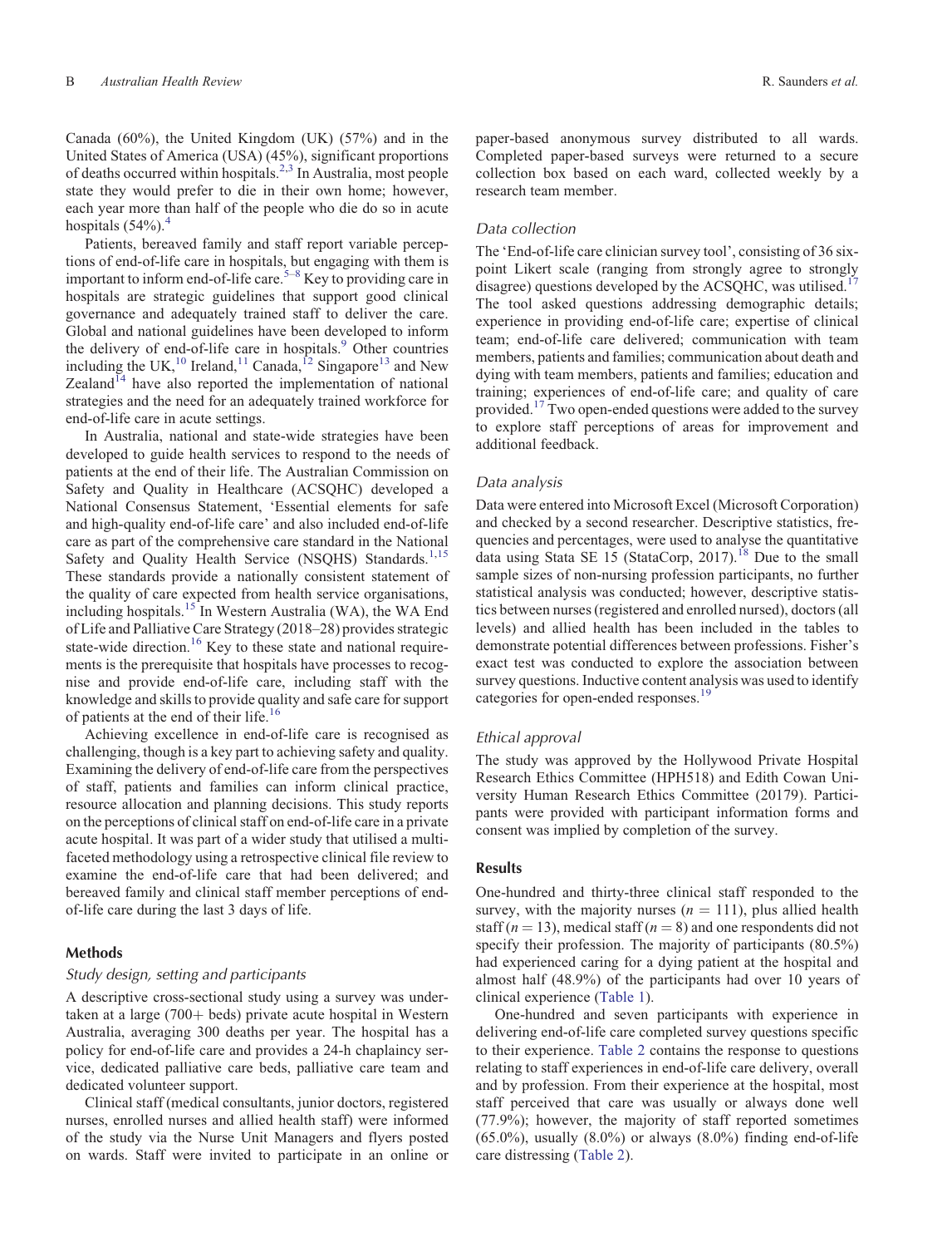Canada (60%), the United Kingdom (UK) (57%) and in the United States of America (USA) (45%), significant proportions of deaths occurred within hospitals.[2,3] In Australia, most people state they would prefer to die in their own home; however, each year more than half of the people who die do so in acute hospitals (54%).[4]

Patients, bereaved family and staff report variable perceptions of end-of-life care in hospitals, but engaging with them is important to inform end-of-life care.[5–8] Key to providing care in hospitals are strategic guidelines that support good clinical governance and adequately trained staff to deliver the care. Global and national guidelines have been developed to inform the delivery of end-of-life care in hospitals.[9] Other countries including the UK,[10] Ireland,[11] Canada,[12] Singapore[13] and New Zealand[14] have also reported the implementation of national strategies and the need for an adequately trained workforce for end-of-life care in acute settings.

In Australia, national and state-wide strategies have been developed to guide health services to respond to the needs of patients at the end of their life. The Australian Commission on Safety and Quality in Healthcare (ACSQHC) developed a National Consensus Statement, 'Essential elements for safe and high-quality end-of-life care' and also included end-of-life care as part of the comprehensive care standard in the National Safety and Quality Health Service (NSQHS) Standards.[1,15] These standards provide a nationally consistent statement of the quality of care expected from health service organisations, including hospitals.[15] In Western Australia (WA), the WA End of Life and Palliative Care Strategy (2018–28) provides strategic state-wide direction.[16] Key to these state and national requirements is the prerequisite that hospitals have processes to recognise and provide end-of-life care, including staff with the knowledge and skills to provide quality and safe care for support of patients at the end of their life.[16]

Achieving excellence in end-of-life care is recognised as challenging, though is a key part to achieving safety and quality. Examining the delivery of end-of-life care from the perspectives of staff, patients and families can inform clinical practice, resource allocation and planning decisions. This study reports on the perceptions of clinical staff on end-of-life care in a private acute hospital. It was part of a wider study that utilised a multi-faceted methodology using a retrospective clinical file review to examine the end-of-life care that had been delivered; and bereaved family and clinical staff member perceptions of end-of-life care during the last 3 days of life.

## Methods

### *Study design, setting and participants*

A descriptive cross-sectional study using a survey was undertaken at a large (700+ beds) private acute hospital in Western Australia, averaging 300 deaths per year. The hospital has a policy for end-of-life care and provides a 24-h chaplaincy service, dedicated palliative care beds, palliative care team and dedicated volunteer support.

Clinical staff (medical consultants, junior doctors, registered nurses, enrolled nurses and allied health staff) were informed of the study via the Nurse Unit Managers and flyers posted on wards. Staff were invited to participate in an online or paper-based anonymous survey distributed to all wards. Completed paper-based surveys were returned to a secure collection box based on each ward, collected weekly by a research team member.

### *Data collection*

The 'End-of-life care clinician survey tool', consisting of 36 six-point Likert scale (ranging from strongly agree to strongly disagree) questions developed by the ACSQHC, was utilised.[17] The tool asked questions addressing demographic details; experience in providing end-of-life care; expertise of clinical team; end-of-life care delivered; communication with team members, patients and families; communication about death and dying with team members, patients and families; education and training; experiences of end-of-life care; and quality of care provided.[17] Two open-ended questions were added to the survey to explore staff perceptions of areas for improvement and additional feedback.

### *Data analysis*

Data were entered into Microsoft Excel (Microsoft Corporation) and checked by a second researcher. Descriptive statistics, frequencies and percentages, were used to analyse the quantitative data using Stata SE 15 (StataCorp, 2017).[18] Due to the small sample sizes of non-nursing profession participants, no further statistical analysis was conducted; however, descriptive statistics between nurses (registered and enrolled nursed), doctors (all levels) and allied health has been included in the tables to demonstrate potential differences between professions. Fisher's exact test was conducted to explore the association between survey questions. Inductive content analysis was used to identify categories for open-ended responses.[19]

### *Ethical approval*

The study was approved by the Hollywood Private Hospital Research Ethics Committee (HPH518) and Edith Cowan University Human Research Ethics Committee (20179). Participants were provided with participant information forms and consent was implied by completion of the survey.

## Results

One-hundred and thirty-three clinical staff responded to the survey, with the majority nurses ($n = 111$), plus allied health staff ($n = 13$), medical staff ($n = 8$) and one respondents did not specify their profession. The majority of participants (80.5%) had experienced caring for a dying patient at the hospital and almost half (48.9%) of the participants had over 10 years of clinical experience (Table 1).

One-hundred and seven participants with experience in delivering end-of-life care completed survey questions specific to their experience. Table 2 contains the response to questions relating to staff experiences in end-of-life care delivery, overall and by profession. From their experience at the hospital, most staff perceived that care was usually or always done well (77.9%); however, the majority of staff reported sometimes (65.0%), usually (8.0%) or always (8.0%) finding end-of-life care distressing (Table 2).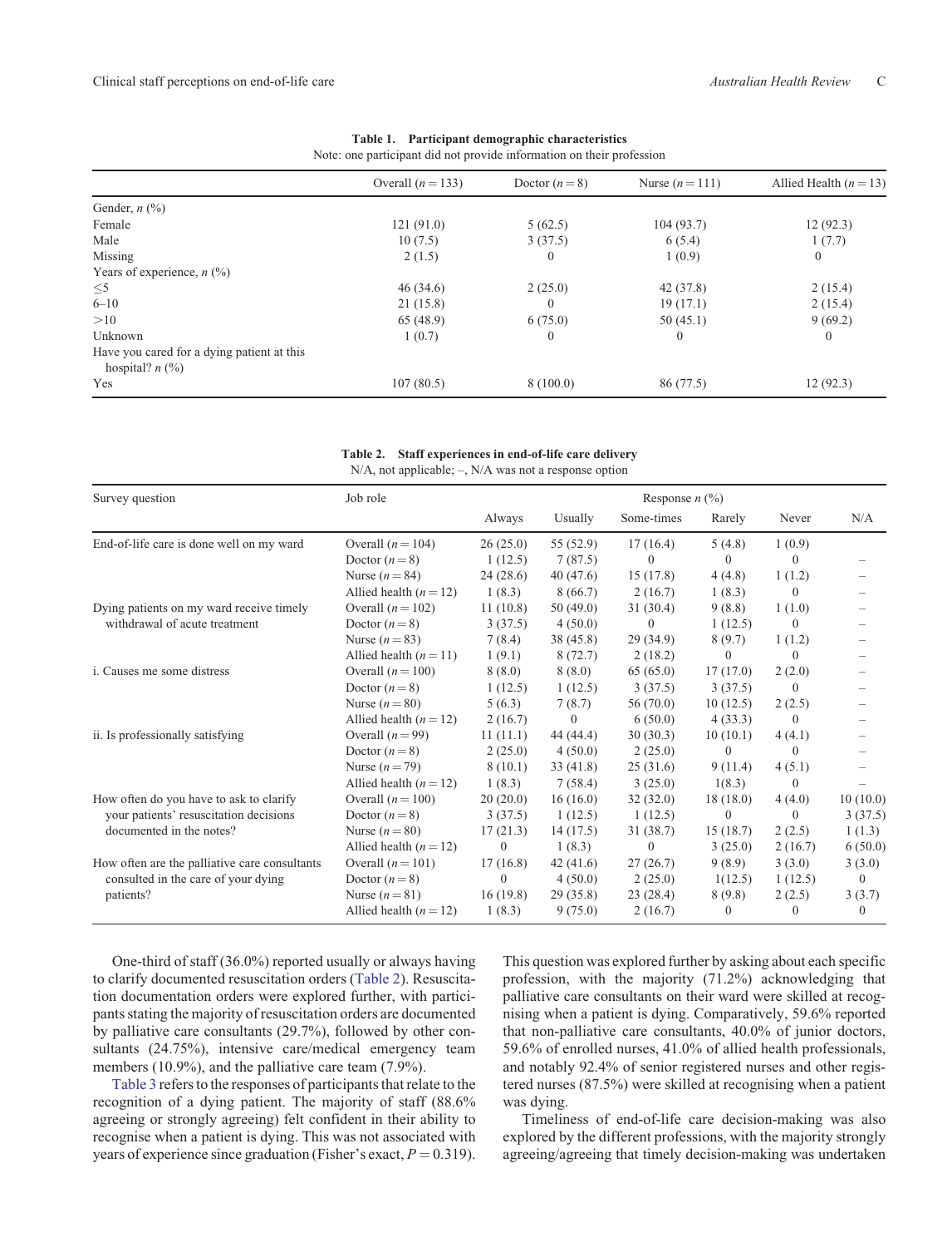**Table 1. Participant demographic characteristics**
Note: one participant did not provide information on their profession

| | Overall ($n = 133$) | Doctor ($n = 8$) | Nurse ($n = 111$) | Allied Health ($n = 13$) |
|---|---|---|---|---|
| Gender, *n* (%) | | | | |
| Female | 121 (91.0) | 5 (62.5) | 104 (93.7) | 12 (92.3) |
| Male | 10 (7.5) | 3 (37.5) | 6 (5.4) | 1 (7.7) |
| Missing | 2 (1.5) | 0 | 1 (0.9) | 0 |
| Years of experience, *n* (%) | | | | |
| ≤5 | 46 (34.6) | 2 (25.0) | 42 (37.8) | 2 (15.4) |
| 6–10 | 21 (15.8) | 0 | 19 (17.1) | 2 (15.4) |
| >10 | 65 (48.9) | 6 (75.0) | 50 (45.1) | 9 (69.2) |
| Unknown | 1 (0.7) | 0 | 0 | 0 |
| Have you cared for a dying patient at this hospital? *n* (%) | | | | |
| Yes | 107 (80.5) | 8 (100.0) | 86 (77.5) | 12 (92.3) |

**Table 2. Staff experiences in end-of-life care delivery**
N/A, not applicable; –, N/A was not a response option

| Survey question | Job role | Response *n* (%) | | | | | |
|---|---|---|---|---|---|---|---|
| | | Always | Usually | Some-times | Rarely | Never | N/A |
| End-of-life care is done well on my ward | Overall ($n = 104$) | 26 (25.0) | 55 (52.9) | 17 (16.4) | 5 (4.8) | 1 (0.9) | |
| | Doctor ($n = 8$) | 1 (12.5) | 7 (87.5) | 0 | 0 | 0 | – |
| | Nurse ($n = 84$) | 24 (28.6) | 40 (47.6) | 15 (17.8) | 4 (4.8) | 1 (1.2) | – |
| | Allied health ($n = 12$) | 1 (8.3) | 8 (66.7) | 2 (16.7) | 1 (8.3) | 0 | – |
| Dying patients on my ward receive timely withdrawal of acute treatment | Overall ($n = 102$) | 11 (10.8) | 50 (49.0) | 31 (30.4) | 9 (8.8) | 1 (1.0) | – |
| | Doctor ($n = 8$) | 3 (37.5) | 4 (50.0) | 0 | 1 (12.5) | 0 | – |
| | Nurse ($n = 83$) | 7 (8.4) | 38 (45.8) | 29 (34.9) | 8 (9.7) | 1 (1.2) | – |
| | Allied health ($n = 11$) | 1 (9.1) | 8 (72.7) | 2 (18.2) | 0 | 0 | – |
| i. Causes me some distress | Overall ($n = 100$) | 8 (8.0) | 8 (8.0) | 65 (65.0) | 17 (17.0) | 2 (2.0) | – |
| | Doctor ($n = 8$) | 1 (12.5) | 1 (12.5) | 3 (37.5) | 3 (37.5) | 0 | – |
| | Nurse ($n = 80$) | 5 (6.3) | 7 (8.7) | 56 (70.0) | 10 (12.5) | 2 (2.5) | – |
| | Allied health ($n = 12$) | 2 (16.7) | 0 | 6 (50.0) | 4 (33.3) | 0 | – |
| ii. Is professionally satisfying | Overall ($n = 99$) | 11 (11.1) | 44 (44.4) | 30 (30.3) | 10 (10.1) | 4 (4.1) | – |
| | Doctor ($n = 8$) | 2 (25.0) | 4 (50.0) | 2 (25.0) | 0 | 0 | – |
| | Nurse ($n = 79$) | 8 (10.1) | 33 (41.8) | 25 (31.6) | 9 (11.4) | 4 (5.1) | – |
| | Allied health ($n = 12$) | 1 (8.3) | 7 (58.4) | 3 (25.0) | 1(8.3) | 0 | – |
| How often do you have to ask to clarify your patients' resuscitation decisions documented in the notes? | Overall ($n = 100$) | 20 (20.0) | 16 (16.0) | 32 (32.0) | 18 (18.0) | 4 (4.0) | 10 (10.0) |
| | Doctor ($n = 8$) | 3 (37.5) | 1 (12.5) | 1 (12.5) | 0 | 0 | 3 (37.5) |
| | Nurse ($n = 80$) | 17 (21.3) | 14 (17.5) | 31 (38.7) | 15 (18.7) | 2 (2.5) | 1 (1.3) |
| | Allied health ($n = 12$) | 0 | 1 (8.3) | 0 | 3 (25.0) | 2 (16.7) | 6 (50.0) |
| How often are the palliative care consultants consulted in the care of your dying patients? | Overall ($n = 101$) | 17 (16.8) | 42 (41.6) | 27 (26.7) | 9 (8.9) | 3 (3.0) | 3 (3.0) |
| | Doctor ($n = 8$) | 0 | 4 (50.0) | 2 (25.0) | 1(12.5) | 1 (12.5) | 0 |
| | Nurse ($n = 81$) | 16 (19.8) | 29 (35.8) | 23 (28.4) | 8 (9.8) | 2 (2.5) | 3 (3.7) |
| | Allied health ($n = 12$) | 1 (8.3) | 9 (75.0) | 2 (16.7) | 0 | 0 | 0 |

One-third of staff (36.0%) reported usually or always having to clarify documented resuscitation orders (Table 2). Resuscitation documentation orders were explored further, with participants stating the majority of resuscitation orders are documented by palliative care consultants (29.7%), followed by other consultants (24.75%), intensive care/medical emergency team members (10.9%), and the palliative care team (7.9%).

Table 3 refers to the responses of participants that relate to the recognition of a dying patient. The majority of staff (88.6% agreeing or strongly agreeing) felt confident in their ability to recognise when a patient is dying. This was not associated with years of experience since graduation (Fisher's exact, $P = 0.319$). This question was explored further by asking about each specific profession, with the majority (71.2%) acknowledging that palliative care consultants on their ward were skilled at recognising when a patient is dying. Comparatively, 59.6% reported that non-palliative care consultants, 40.0% of junior doctors, 59.6% of enrolled nurses, 41.0% of allied health professionals, and notably 92.4% of senior registered nurses and other registered nurses (87.5%) were skilled at recognising when a patient was dying.

Timeliness of end-of-life care decision-making was also explored by the different professions, with the majority strongly agreeing/agreeing that timely decision-making was undertaken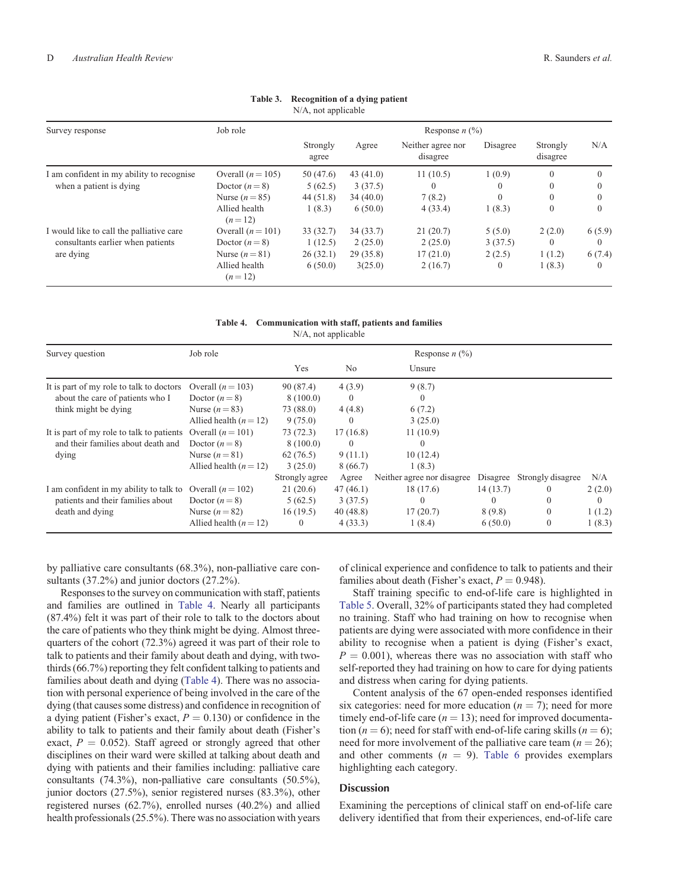**Table 3. Recognition of a dying patient**

N/A, not applicable

| Survey response | Job role | Response *n* (%) | | | | | |
|---|---|---|---|---|---|---|---|
| | | Strongly agree | Agree | Neither agree nor disagree | Disagree | Strongly disagree | N/A |
| I am confident in my ability to recognise when a patient is dying | Overall (*n* = 105) | 50 (47.6) | 43 (41.0) | 11 (10.5) | 1 (0.9) | 0 | 0 |
| | Doctor (*n* = 8) | 5 (62.5) | 3 (37.5) | 0 | 0 | 0 | 0 |
| | Nurse (*n* = 85) | 44 (51.8) | 34 (40.0) | 7 (8.2) | 0 | 0 | 0 |
| | Allied health (*n* = 12) | 1 (8.3) | 6 (50.0) | 4 (33.4) | 1 (8.3) | 0 | 0 |
| I would like to call the palliative care consultants earlier when patients are dying | Overall (*n* = 101) | 33 (32.7) | 34 (33.7) | 21 (20.7) | 5 (5.0) | 2 (2.0) | 6 (5.9) |
| | Doctor (*n* = 8) | 1 (12.5) | 2 (25.0) | 2 (25.0) | 3 (37.5) | 0 | 0 |
| | Nurse (*n* = 81) | 26 (32.1) | 29 (35.8) | 17 (21.0) | 2 (2.5) | 1 (1.2) | 6 (7.4) |
| | Allied health (*n* = 12) | 6 (50.0) | 3(25.0) | 2 (16.7) | 0 | 1 (8.3) | 0 |

**Table 4. Communication with staff, patients and families**

N/A, not applicable

| Survey question | Job role | Response *n* (%) | | | | | |
|---|---|---|---|---|---|---|---|
| | | Yes | No | Unsure | | | |
| It is part of my role to talk to doctors about the care of patients who I think might be dying | Overall (*n* = 103) | 90 (87.4) | 4 (3.9) | 9 (8.7) | | | |
| | Doctor (*n* = 8) | 8 (100.0) | 0 | 0 | | | |
| | Nurse (*n* = 83) | 73 (88.0) | 4 (4.8) | 6 (7.2) | | | |
| | Allied health (*n* = 12) | 9 (75.0) | 0 | 3 (25.0) | | | |
| It is part of my role to talk to patients and their families about death and dying | Overall (*n* = 101) | 73 (72.3) | 17 (16.8) | 11 (10.9) | | | |
| | Doctor (*n* = 8) | 8 (100.0) | 0 | 0 | | | |
| | Nurse (*n* = 81) | 62 (76.5) | 9 (11.1) | 10 (12.4) | | | |
| | Allied health (*n* = 12) | 3 (25.0) | 8 (66.7) | 1 (8.3) | | | |
| | | Strongly agree | Agree | Neither agree nor disagree | Disagree | Strongly disagree | N/A |
| I am confident in my ability to talk to patients and their families about death and dying | Overall (*n* = 102) | 21 (20.6) | 47 (46.1) | 18 (17.6) | 14 (13.7) | 0 | 2 (2.0) |
| | Doctor (*n* = 8) | 5 (62.5) | 3 (37.5) | 0 | 0 | 0 | 0 |
| | Nurse (*n* = 82) | 16 (19.5) | 40 (48.8) | 17 (20.7) | 8 (9.8) | 0 | 1 (1.2) |
| | Allied health (*n* = 12) | 0 | 4 (33.3) | 1 (8.4) | 6 (50.0) | 0 | 1 (8.3) |

by palliative care consultants (68.3%), non-palliative care consultants (37.2%) and junior doctors (27.2%).

Responses to the survey on communication with staff, patients and families are outlined in Table 4. Nearly all participants (87.4%) felt it was part of their role to talk to the doctors about the care of patients who they think might be dying. Almost three-quarters of the cohort (72.3%) agreed it was part of their role to talk to patients and their family about death and dying, with two-thirds (66.7%) reporting they felt confident talking to patients and families about death and dying (Table 4). There was no association with personal experience of being involved in the care of the dying (that causes some distress) and confidence in recognition of a dying patient (Fisher's exact, $P = 0.130$) or confidence in the ability to talk to patients and their family about death (Fisher's exact, $P = 0.052$). Staff agreed or strongly agreed that other disciplines on their ward were skilled at talking about death and dying with patients and their families including: palliative care consultants (74.3%), non-palliative care consultants (50.5%), junior doctors (27.5%), senior registered nurses (83.3%), other registered nurses (62.7%), enrolled nurses (40.2%) and allied health professionals (25.5%). There was no association with years of clinical experience and confidence to talk to patients and their families about death (Fisher's exact, $P = 0.948$).

Staff training specific to end-of-life care is highlighted in Table 5. Overall, 32% of participants stated they had completed no training. Staff who had training on how to recognise when patients are dying were associated with more confidence in their ability to recognise when a patient is dying (Fisher's exact, $P = 0.001$), whereas there was no association with staff who self-reported they had training on how to care for dying patients and distress when caring for dying patients.

Content analysis of the 67 open-ended responses identified six categories: need for more education ($n = 7$); need for more timely end-of-life care ($n = 13$); need for improved documentation ($n = 6$); need for staff with end-of-life caring skills ($n = 6$); need for more involvement of the palliative care team ($n = 26$); and other comments ($n = 9$). Table 6 provides exemplars highlighting each category.

## Discussion

Examining the perceptions of clinical staff on end-of-life care delivery identified that from their experiences, end-of-life care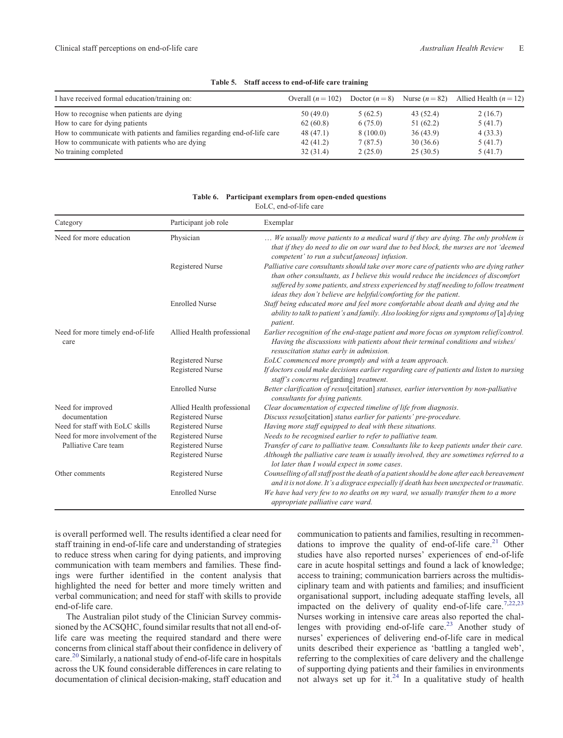**Table 5. Staff access to end-of-life care training**

| I have received formal education/training on: | Overall (n = 102) | Doctor (n = 8) | Nurse (n = 82) | Allied Health (n = 12) |
|---|---|---|---|---|
| How to recognise when patients are dying | 50 (49.0) | 5 (62.5) | 43 (52.4) | 2 (16.7) |
| How to care for dying patients | 62 (60.8) | 6 (75.0) | 51 (62.2) | 5 (41.7) |
| How to communicate with patients and families regarding end-of-life care | 48 (47.1) | 8 (100.0) | 36 (43.9) | 4 (33.3) |
| How to communicate with patients who are dying | 42 (41.2) | 7 (87.5) | 30 (36.6) | 5 (41.7) |
| No training completed | 32 (31.4) | 2 (25.0) | 25 (30.5) | 5 (41.7) |

**Table 6. Participant exemplars from open-ended questions**
EoLC, end-of-life care

| Category | Participant job role | Exemplar |
|---|---|---|
| Need for more education | Physician | *… We usually move patients to a medical ward if they are dying. The only problem is that if they do need to die on our ward due to bed block, the nurses are not 'deemed competent' to run a subcut[aneous] infusion.* |
| | Registered Nurse | *Palliative care consultants should take over more care of patients who are dying rather than other consultants, as I believe this would reduce the incidences of discomfort suffered by some patients, and stress experienced by staff needing to follow treatment ideas they don't believe are helpful/comforting for the patient.* |
| | Enrolled Nurse | *Staff being educated more and feel more comfortable about death and dying and the ability to talk to patient's and family. Also looking for signs and symptoms of* [a] *dying patient.* |
| Need for more timely end-of-life care | Allied Health professional | *Earlier recognition of the end-stage patient and more focus on symptom relief/control. Having the discussions with patients about their terminal conditions and wishes/ resuscitation status early in admission.* |
| | Registered Nurse | *EoLC commenced more promptly and with a team approach.* |
| | Registered Nurse | *If doctors could make decisions earlier regarding care of patients and listen to nursing staff's concerns re*[garding] *treatment.* |
| | Enrolled Nurse | *Better clarification of resus*[citation] *statuses, earlier intervention by non-palliative consultants for dying patients.* |
| Need for improved documentation | Allied Health professional | *Clear documentation of expected timeline of life from diagnosis.* |
| | Registered Nurse | *Discuss resus*[citation] *status earlier for patients' pre-procedure.* |
| Need for staff with EoLC skills | Registered Nurse | *Having more staff equipped to deal with these situations.* |
| Need for more involvement of the Palliative Care team | Registered Nurse | *Needs to be recognised earlier to refer to palliative team.* |
| | Registered Nurse | *Transfer of care to palliative team. Consultants like to keep patients under their care.* |
| | Registered Nurse | *Although the palliative care team is usually involved, they are sometimes referred to a lot later than I would expect in some cases.* |
| Other comments | Registered Nurse | *Counselling of all staff post the death of a patient should be done after each bereavement and it is not done. It's a disgrace especially if death has been unexpected or traumatic.* |
| | Enrolled Nurse | *We have had very few to no deaths on my ward, we usually transfer them to a more appropriate palliative care ward.* |

is overall performed well. The results identified a clear need for staff training in end-of-life care and understanding of strategies to reduce stress when caring for dying patients, and improving communication with team members and families. These findings were further identified in the content analysis that highlighted the need for better and more timely written and verbal communication; and need for staff with skills to provide end-of-life care.

The Australian pilot study of the Clinician Survey commissioned by the ACSQHC, found similar results that not all end-of-life care was meeting the required standard and there were concerns from clinical staff about their confidence in delivery of care.[20] Similarly, a national study of end-of-life care in hospitals across the UK found considerable differences in care relating to documentation of clinical decision-making, staff education and communication to patients and families, resulting in recommendations to improve the quality of end-of-life care.[21] Other studies have also reported nurses' experiences of end-of-life care in acute hospital settings and found a lack of knowledge; access to training; communication barriers across the multidisciplinary team and with patients and families; and insufficient organisational support, including adequate staffing levels, all impacted on the delivery of quality end-of-life care.[7,22,23] Nurses working in intensive care areas also reported the challenges with providing end-of-life care.[23] Another study of nurses' experiences of delivering end-of-life care in medical units described their experience as 'battling a tangled web', referring to the complexities of care delivery and the challenge of supporting dying patients and their families in environments not always set up for it.[24] In a qualitative study of health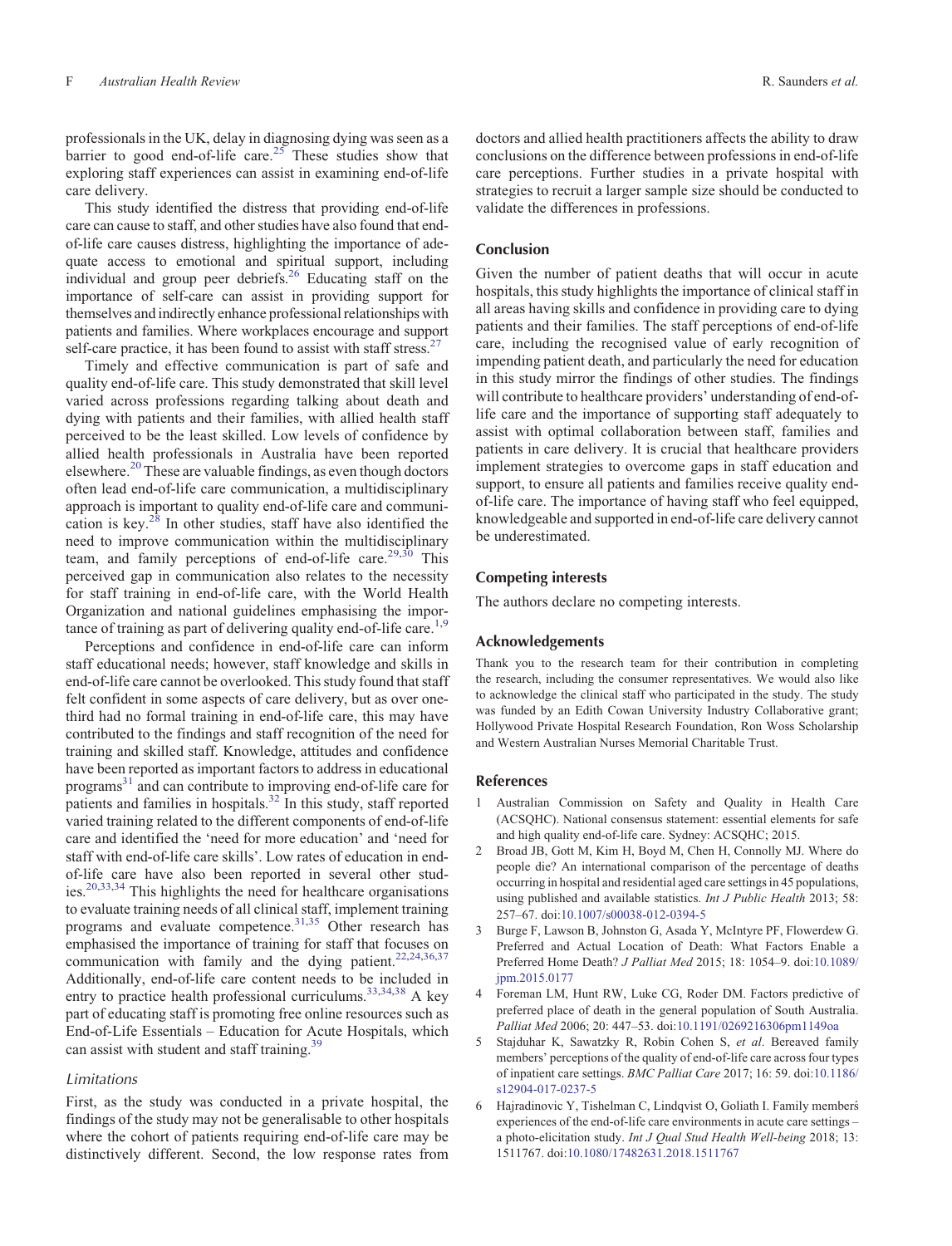professionals in the UK, delay in diagnosing dying was seen as a barrier to good end-of-life care.[25] These studies show that exploring staff experiences can assist in examining end-of-life care delivery.

This study identified the distress that providing end-of-life care can cause to staff, and other studies have also found that end-of-life care causes distress, highlighting the importance of adequate access to emotional and spiritual support, including individual and group peer debriefs.[26] Educating staff on the importance of self-care can assist in providing support for themselves and indirectly enhance professional relationships with patients and families. Where workplaces encourage and support self-care practice, it has been found to assist with staff stress.[27]

Timely and effective communication is part of safe and quality end-of-life care. This study demonstrated that skill level varied across professions regarding talking about death and dying with patients and their families, with allied health staff perceived to be the least skilled. Low levels of confidence by allied health professionals in Australia have been reported elsewhere.[20] These are valuable findings, as even though doctors often lead end-of-life care communication, a multidisciplinary approach is important to quality end-of-life care and communication is key.[28] In other studies, staff have also identified the need to improve communication within the multidisciplinary team, and family perceptions of end-of-life care.[29,30] This perceived gap in communication also relates to the necessity for staff training in end-of-life care, with the World Health Organization and national guidelines emphasising the importance of training as part of delivering quality end-of-life care.[1,9]

Perceptions and confidence in end-of-life care can inform staff educational needs; however, staff knowledge and skills in end-of-life care cannot be overlooked. This study found that staff felt confident in some aspects of care delivery, but as over one-third had no formal training in end-of-life care, this may have contributed to the findings and staff recognition of the need for training and skilled staff. Knowledge, attitudes and confidence have been reported as important factors to address in educational programs[31] and can contribute to improving end-of-life care for patients and families in hospitals.[32] In this study, staff reported varied training related to the different components of end-of-life care and identified the 'need for more education' and 'need for staff with end-of-life care skills'. Low rates of education in end-of-life care have also been reported in several other studies.[20,33,34] This highlights the need for healthcare organisations to evaluate training needs of all clinical staff, implement training programs and evaluate competence.[31,35] Other research has emphasised the importance of training for staff that focuses on communication with family and the dying patient.[22,24,36,37] Additionally, end-of-life care content needs to be included in entry to practice health professional curriculums.[33,34,38] A key part of educating staff is promoting free online resources such as End-of-Life Essentials – Education for Acute Hospitals, which can assist with student and staff training.[39]

### Limitations

First, as the study was conducted in a private hospital, the findings of the study may not be generalisable to other hospitals where the cohort of patients requiring end-of-life care may be distinctively different. Second, the low response rates from doctors and allied health practitioners affects the ability to draw conclusions on the difference between professions in end-of-life care perceptions. Further studies in a private hospital with strategies to recruit a larger sample size should be conducted to validate the differences in professions.

## Conclusion

Given the number of patient deaths that will occur in acute hospitals, this study highlights the importance of clinical staff in all areas having skills and confidence in providing care to dying patients and their families. The staff perceptions of end-of-life care, including the recognised value of early recognition of impending patient death, and particularly the need for education in this study mirror the findings of other studies. The findings will contribute to healthcare providers' understanding of end-of-life care and the importance of supporting staff adequately to assist with optimal collaboration between staff, families and patients in care delivery. It is crucial that healthcare providers implement strategies to overcome gaps in staff education and support, to ensure all patients and families receive quality end-of-life care. The importance of having staff who feel equipped, knowledgeable and supported in end-of-life care delivery cannot be underestimated.

## Competing interests

The authors declare no competing interests.

## Acknowledgements

Thank you to the research team for their contribution in completing the research, including the consumer representatives. We would also like to acknowledge the clinical staff who participated in the study. The study was funded by an Edith Cowan University Industry Collaborative grant; Hollywood Private Hospital Research Foundation, Ron Woss Scholarship and Western Australian Nurses Memorial Charitable Trust.

## References

1. Australian Commission on Safety and Quality in Health Care (ACSQHC). National consensus statement: essential elements for safe and high quality end-of-life care. Sydney: ACSQHC; 2015.
2. Broad JB, Gott M, Kim H, Boyd M, Chen H, Connolly MJ. Where do people die? An international comparison of the percentage of deaths occurring in hospital and residential aged care settings in 45 populations, using published and available statistics. *Int J Public Health* 2013; 58: 257–67. doi:10.1007/s00038-012-0394-5
3. Burge F, Lawson B, Johnston G, Asada Y, McIntyre PF, Flowerdew G. Preferred and Actual Location of Death: What Factors Enable a Preferred Home Death? *J Palliat Med* 2015; 18: 1054–9. doi:10.1089/jpm.2015.0177
4. Foreman LM, Hunt RW, Luke CG, Roder DM. Factors predictive of preferred place of death in the general population of South Australia. *Palliat Med* 2006; 20: 447–53. doi:10.1191/0269216306pm1149oa
5. Stajduhar K, Sawatzky R, Robin Cohen S, *et al*. Bereaved family members' perceptions of the quality of end-of-life care across four types of inpatient care settings. *BMC Palliat Care* 2017; 16: 59. doi:10.1186/s12904-017-0237-5
6. Hajradinovic Y, Tishelman C, Lindqvist O, Goliath I. Family members' experiences of the end-of-life care environments in acute care settings – a photo-elicitation study. *Int J Qual Stud Health Well-being* 2018; 13: 1511767. doi:10.1080/17482631.2018.1511767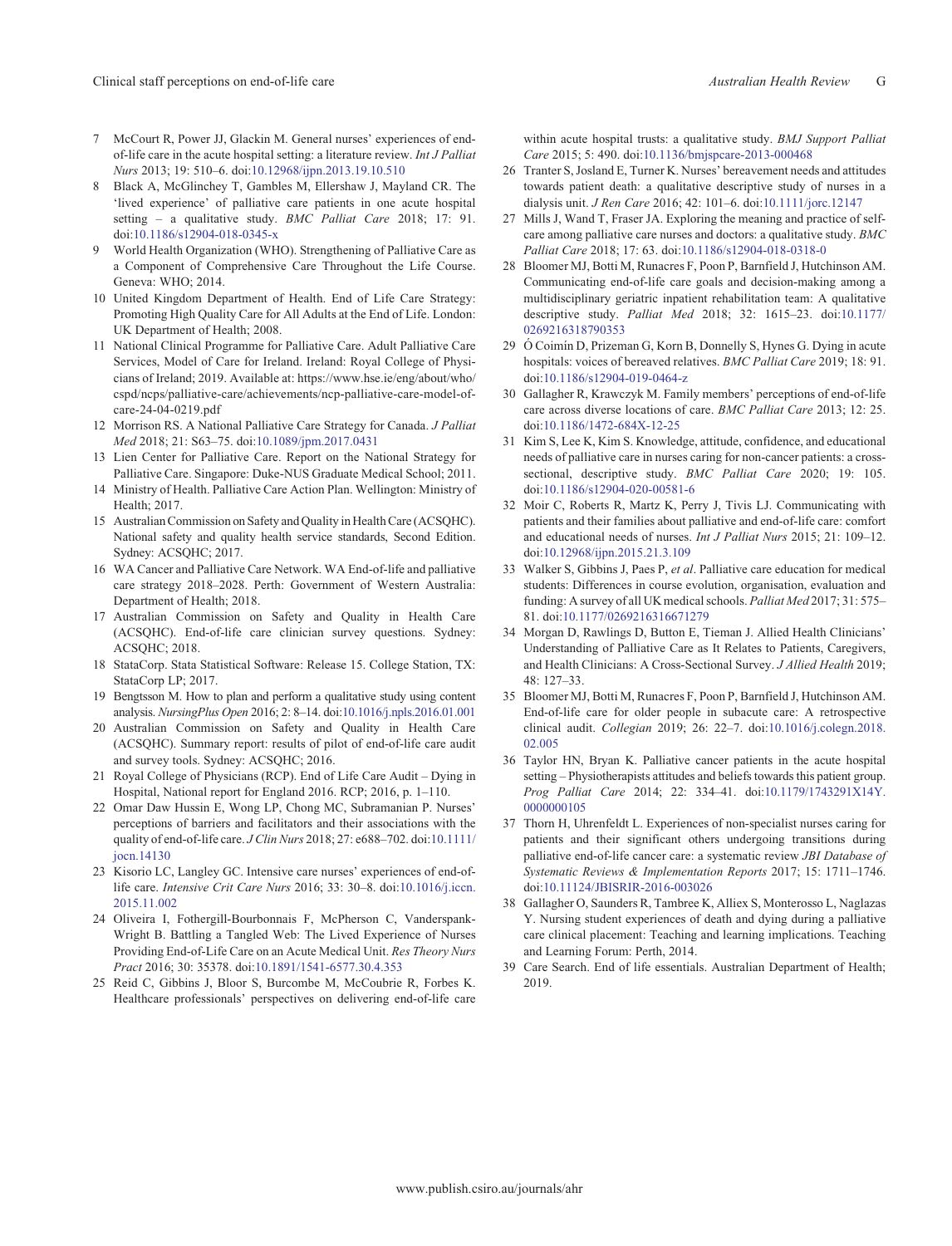7 McCourt R, Power JJ, Glackin M. General nurses' experiences of end-of-life care in the acute hospital setting: a literature review. *Int J Palliat Nurs* 2013; 19: 510–6. doi:10.12968/ijpn.2013.19.10.510

8 Black A, McGlinchey T, Gambles M, Ellershaw J, Mayland CR. The 'lived experience' of palliative care patients in one acute hospital setting – a qualitative study. *BMC Palliat Care* 2018; 17: 91. doi:10.1186/s12904-018-0345-x

9 World Health Organization (WHO). Strengthening of Palliative Care as a Component of Comprehensive Care Throughout the Life Course. Geneva: WHO; 2014.

10 United Kingdom Department of Health. End of Life Care Strategy: Promoting High Quality Care for All Adults at the End of Life. London: UK Department of Health; 2008.

11 National Clinical Programme for Palliative Care. Adult Palliative Care Services, Model of Care for Ireland. Ireland: Royal College of Physicians of Ireland; 2019. Available at: https://www.hse.ie/eng/about/who/cspd/ncps/palliative-care/achievements/ncp-palliative-care-model-of-care-24-04-0219.pdf

12 Morrison RS. A National Palliative Care Strategy for Canada. *J Palliat Med* 2018; 21: S63–75. doi:10.1089/jpm.2017.0431

13 Lien Center for Palliative Care. Report on the National Strategy for Palliative Care. Singapore: Duke-NUS Graduate Medical School; 2011.

14 Ministry of Health. Palliative Care Action Plan. Wellington: Ministry of Health; 2017.

15 Australian Commission on Safety and Quality in Health Care (ACSQHC). National safety and quality health service standards, Second Edition. Sydney: ACSQHC; 2017.

16 WA Cancer and Palliative Care Network. WA End-of-life and palliative care strategy 2018–2028. Perth: Government of Western Australia: Department of Health; 2018.

17 Australian Commission on Safety and Quality in Health Care (ACSQHC). End-of-life care clinician survey questions. Sydney: ACSQHC; 2018.

18 StataCorp. Stata Statistical Software: Release 15. College Station, TX: StataCorp LP; 2017.

19 Bengtsson M. How to plan and perform a qualitative study using content analysis. *NursingPlus Open* 2016; 2: 8–14. doi:10.1016/j.npls.2016.01.001

20 Australian Commission on Safety and Quality in Health Care (ACSQHC). Summary report: results of pilot of end-of-life care audit and survey tools. Sydney: ACSQHC; 2016.

21 Royal College of Physicians (RCP). End of Life Care Audit – Dying in Hospital, National report for England 2016. RCP; 2016, p. 1–110.

22 Omar Daw Hussin E, Wong LP, Chong MC, Subramanian P. Nurses' perceptions of barriers and facilitators and their associations with the quality of end-of-life care. *J Clin Nurs* 2018; 27: e688–702. doi:10.1111/jocn.14130

23 Kisorio LC, Langley GC. Intensive care nurses' experiences of end-of-life care. *Intensive Crit Care Nurs* 2016; 33: 30–8. doi:10.1016/j.iccn.2015.11.002

24 Oliveira I, Fothergill-Bourbonnais F, McPherson C, Vanderspank-Wright B. Battling a Tangled Web: The Lived Experience of Nurses Providing End-of-Life Care on an Acute Medical Unit. *Res Theory Nurs Pract* 2016; 30: 35378. doi:10.1891/1541-6577.30.4.353

25 Reid C, Gibbins J, Bloor S, Burcombe M, McCoubrie R, Forbes K. Healthcare professionals' perspectives on delivering end-of-life care within acute hospital trusts: a qualitative study. *BMJ Support Palliat Care* 2015; 5: 490. doi:10.1136/bmjspcare-2013-000468

26 Tranter S, Josland E, Turner K. Nurses' bereavement needs and attitudes towards patient death: a qualitative descriptive study of nurses in a dialysis unit. *J Ren Care* 2016; 42: 101–6. doi:10.1111/jorc.12147

27 Mills J, Wand T, Fraser JA. Exploring the meaning and practice of self-care among palliative care nurses and doctors: a qualitative study. *BMC Palliat Care* 2018; 17: 63. doi:10.1186/s12904-018-0318-0

28 Bloomer MJ, Botti M, Runacres F, Poon P, Barnfield J, Hutchinson AM. Communicating end-of-life care goals and decision-making among a multidisciplinary geriatric inpatient rehabilitation team: A qualitative descriptive study. *Palliat Med* 2018; 32: 1615–23. doi:10.1177/0269216318790353

29 Ó Coimín D, Prizeman G, Korn B, Donnelly S, Hynes G. Dying in acute hospitals: voices of bereaved relatives. *BMC Palliat Care* 2019; 18: 91. doi:10.1186/s12904-019-0464-z

30 Gallagher R, Krawczyk M. Family members' perceptions of end-of-life care across diverse locations of care. *BMC Palliat Care* 2013; 12: 25. doi:10.1186/1472-684X-12-25

31 Kim S, Lee K, Kim S. Knowledge, attitude, confidence, and educational needs of palliative care in nurses caring for non-cancer patients: a cross-sectional, descriptive study. *BMC Palliat Care* 2020; 19: 105. doi:10.1186/s12904-020-00581-6

32 Moir C, Roberts R, Martz K, Perry J, Tivis LJ. Communicating with patients and their families about palliative and end-of-life care: comfort and educational needs of nurses. *Int J Palliat Nurs* 2015; 21: 109–12. doi:10.12968/ijpn.2015.21.3.109

33 Walker S, Gibbins J, Paes P, *et al*. Palliative care education for medical students: Differences in course evolution, organisation, evaluation and funding: A survey of all UK medical schools. *Palliat Med* 2017; 31: 575–81. doi:10.1177/0269216316671279

34 Morgan D, Rawlings D, Button E, Tieman J. Allied Health Clinicians' Understanding of Palliative Care as It Relates to Patients, Caregivers, and Health Clinicians: A Cross-Sectional Survey. *J Allied Health* 2019; 48: 127–33.

35 Bloomer MJ, Botti M, Runacres F, Poon P, Barnfield J, Hutchinson AM. End-of-life care for older people in subacute care: A retrospective clinical audit. *Collegian* 2019; 26: 22–7. doi:10.1016/j.colegn.2018.02.005

36 Taylor HN, Bryan K. Palliative cancer patients in the acute hospital setting – Physiotherapists attitudes and beliefs towards this patient group. *Prog Palliat Care* 2014; 22: 334–41. doi:10.1179/1743291X14Y.0000000105

37 Thorn H, Uhrenfeldt L. Experiences of non-specialist nurses caring for patients and their significant others undergoing transitions during palliative end-of-life cancer care: a systematic review *JBI Database of Systematic Reviews & Implementation Reports* 2017; 15: 1711–1746. doi:10.11124/JBISRIR-2016-003026

38 Gallagher O, Saunders R, Tambree K, Alliex S, Monterosso L, Naglazas Y. Nursing student experiences of death and dying during a palliative care clinical placement: Teaching and learning implications. Teaching and Learning Forum: Perth, 2014.

39 Care Search. End of life essentials. Australian Department of Health; 2019.